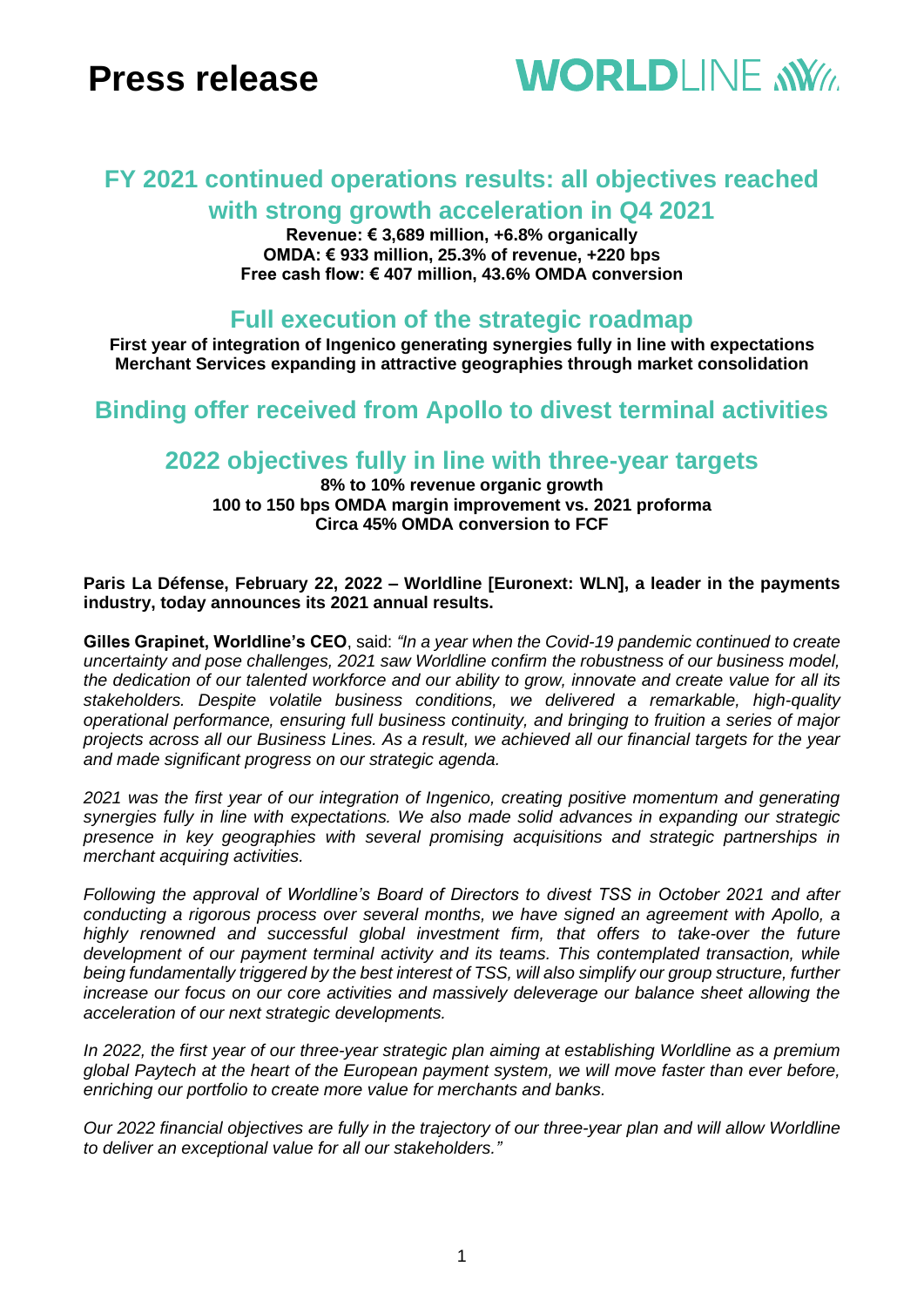# Press release

# FY 2021 continued operations results: all objectives reached with strong growth acceleration in Q4 2021

**Revenue: € 3,689 million, +6.8% organically**
**OMDA: € 933 million, 25.3% of revenue, +220 bps**
**Free cash flow: € 407 million, 43.6% OMDA conversion**

## Full execution of the strategic roadmap

**First year of integration of Ingenico generating synergies fully in line with expectations**
**Merchant Services expanding in attractive geographies through market consolidation**

## Binding offer received from Apollo to divest terminal activities

## 2022 objectives fully in line with three-year targets

**8% to 10% revenue organic growth**
**100 to 150 bps OMDA margin improvement vs. 2021 proforma**
**Circa 45% OMDA conversion to FCF**

**Paris La Défense, February 22, 2022 – Worldline [Euronext: WLN], a leader in the payments industry, today announces its 2021 annual results.**

**Gilles Grapinet, Worldline's CEO**, said: *"In a year when the Covid-19 pandemic continued to create uncertainty and pose challenges, 2021 saw Worldline confirm the robustness of our business model, the dedication of our talented workforce and our ability to grow, innovate and create value for all its stakeholders. Despite volatile business conditions, we delivered a remarkable, high-quality operational performance, ensuring full business continuity, and bringing to fruition a series of major projects across all our Business Lines. As a result, we achieved all our financial targets for the year and made significant progress on our strategic agenda.*

*2021 was the first year of our integration of Ingenico, creating positive momentum and generating synergies fully in line with expectations. We also made solid advances in expanding our strategic presence in key geographies with several promising acquisitions and strategic partnerships in merchant acquiring activities.*

*Following the approval of Worldline's Board of Directors to divest TSS in October 2021 and after conducting a rigorous process over several months, we have signed an agreement with Apollo, a highly renowned and successful global investment firm, that offers to take-over the future development of our payment terminal activity and its teams. This contemplated transaction, while being fundamentally triggered by the best interest of TSS, will also simplify our group structure, further increase our focus on our core activities and massively deleverage our balance sheet allowing the acceleration of our next strategic developments.*

*In 2022, the first year of our three-year strategic plan aiming at establishing Worldline as a premium global Paytech at the heart of the European payment system, we will move faster than ever before, enriching our portfolio to create more value for merchants and banks.*

*Our 2022 financial objectives are fully in the trajectory of our three-year plan and will allow Worldline to deliver an exceptional value for all our stakeholders."*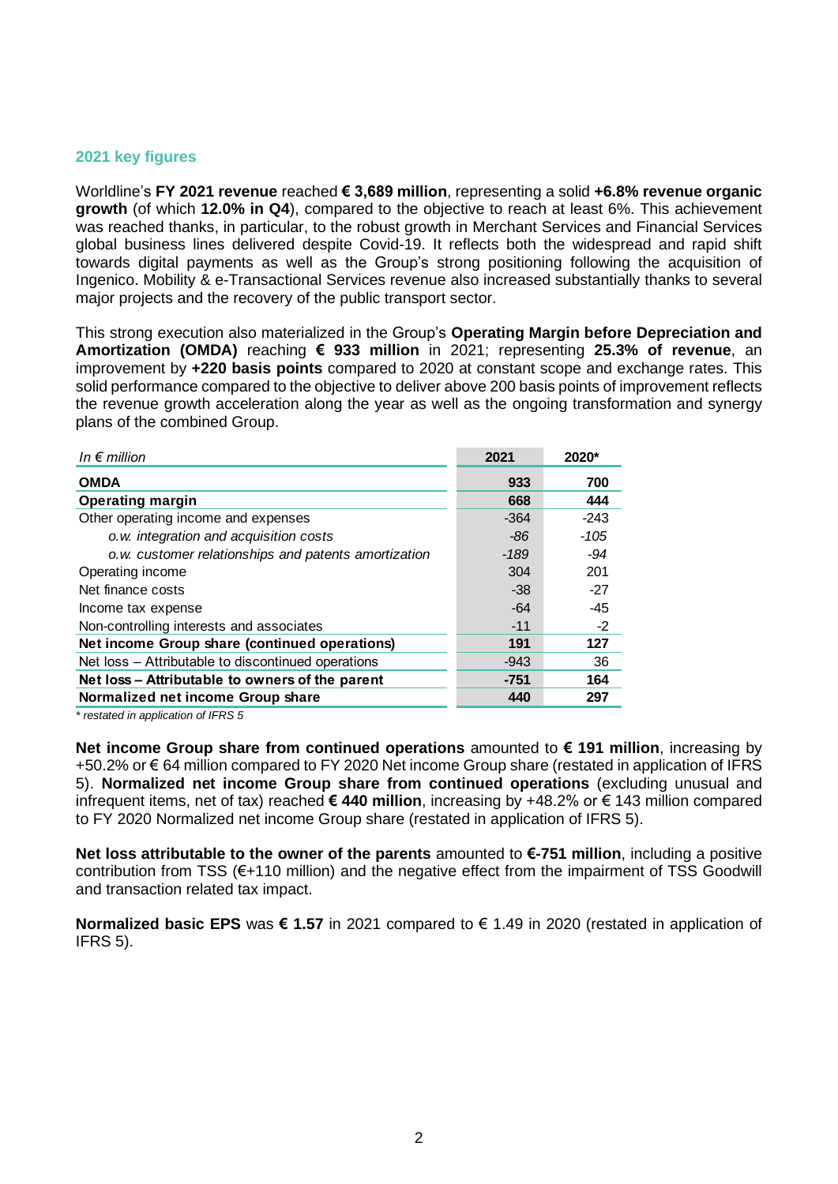## 2021 key figures

Worldline's **FY 2021 revenue** reached **€ 3,689 million**, representing a solid **+6.8% revenue organic growth** (of which **12.0% in Q4**), compared to the objective to reach at least 6%. This achievement was reached thanks, in particular, to the robust growth in Merchant Services and Financial Services global business lines delivered despite Covid-19. It reflects both the widespread and rapid shift towards digital payments as well as the Group's strong positioning following the acquisition of Ingenico. Mobility & e-Transactional Services revenue also increased substantially thanks to several major projects and the recovery of the public transport sector.

This strong execution also materialized in the Group's **Operating Margin before Depreciation and Amortization (OMDA)** reaching **€ 933 million** in 2021; representing **25.3% of revenue**, an improvement by **+220 basis points** compared to 2020 at constant scope and exchange rates. This solid performance compared to the objective to deliver above 200 basis points of improvement reflects the revenue growth acceleration along the year as well as the ongoing transformation and synergy plans of the combined Group.

| *In € million* | **2021** | **2020*** |
|---|---|---|
| **OMDA** | **933** | **700** |
| **Operating margin** | **668** | **444** |
| Other operating income and expenses | -364 | -243 |
| *o.w. integration and acquisition costs* | *-86* | *-105* |
| *o.w. customer relationships and patents amortization* | *-189* | *-94* |
| Operating income | 304 | 201 |
| Net finance costs | -38 | -27 |
| Income tax expense | -64 | -45 |
| Non-controlling interests and associates | -11 | -2 |
| **Net income Group share (continued operations)** | **191** | **127** |
| Net loss – Attributable to discontinued operations | -943 | 36 |
| **Net loss – Attributable to owners of the parent** | **-751** | **164** |
| **Normalized net income Group share** | **440** | **297** |

*\* restated in application of IFRS 5*

**Net income Group share from continued operations** amounted to **€ 191 million**, increasing by +50.2% or € 64 million compared to FY 2020 Net income Group share (restated in application of IFRS 5). **Normalized net income Group share from continued operations** (excluding unusual and infrequent items, net of tax) reached **€ 440 million**, increasing by +48.2% or € 143 million compared to FY 2020 Normalized net income Group share (restated in application of IFRS 5).

**Net loss attributable to the owner of the parents** amounted to **€-751 million**, including a positive contribution from TSS (€+110 million) and the negative effect from the impairment of TSS Goodwill and transaction related tax impact.

**Normalized basic EPS** was **€ 1.57** in 2021 compared to € 1.49 in 2020 (restated in application of IFRS 5).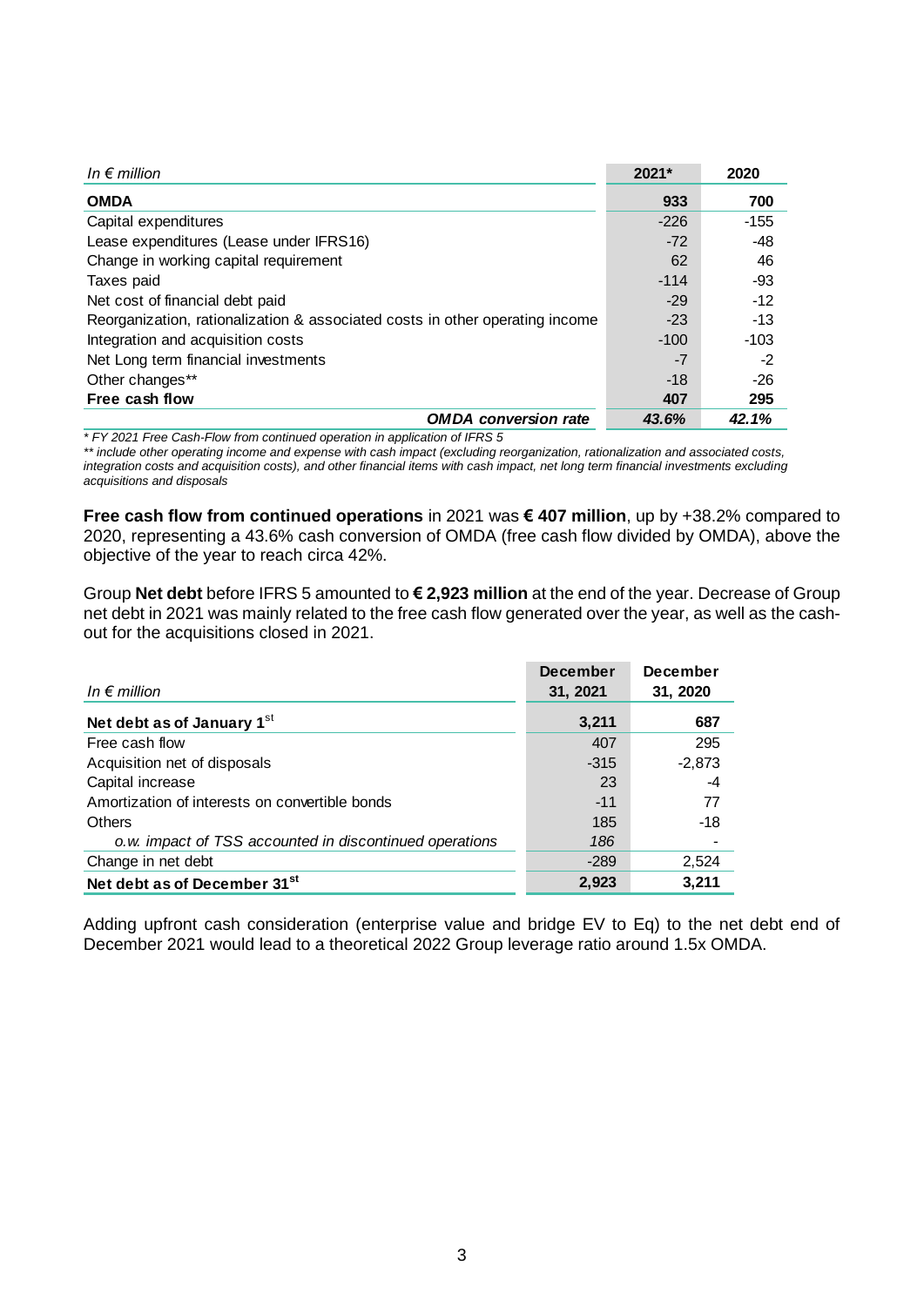| *In € million* | 2021* | 2020 |
|---|---|---|
| **OMDA** | **933** | **700** |
| Capital expenditures | -226 | -155 |
| Lease expenditures (Lease under IFRS16) | -72 | -48 |
| Change in working capital requirement | 62 | 46 |
| Taxes paid | -114 | -93 |
| Net cost of financial debt paid | -29 | -12 |
| Reorganization, rationalization & associated costs in other operating income | -23 | -13 |
| Integration and acquisition costs | -100 | -103 |
| Net Long term financial investments | -7 | -2 |
| Other changes** | -18 | -26 |
| **Free cash flow** | **407** | **295** |
| ***OMDA conversion rate*** | ***43.6%*** | ***42.1%*** |

*\* FY 2021 Free Cash-Flow from continued operation in application of IFRS 5*

*\*\* include other operating income and expense with cash impact (excluding reorganization, rationalization and associated costs, integration costs and acquisition costs), and other financial items with cash impact, net long term financial investments excluding acquisitions and disposals*

**Free cash flow from continued operations** in 2021 was **€ 407 million**, up by +38.2% compared to 2020, representing a 43.6% cash conversion of OMDA (free cash flow divided by OMDA), above the objective of the year to reach circa 42%.

Group **Net debt** before IFRS 5 amounted to **€ 2,923 million** at the end of the year. Decrease of Group net debt in 2021 was mainly related to the free cash flow generated over the year, as well as the cash-out for the acquisitions closed in 2021.

| *In € million* | December 31, 2021 | December 31, 2020 |
|---|---|---|
| **Net debt as of January 1st** | **3,211** | **687** |
| Free cash flow | 407 | 295 |
| Acquisition net of disposals | -315 | -2,873 |
| Capital increase | 23 | -4 |
| Amortization of interests on convertible bonds | -11 | 77 |
| Others | 185 | -18 |
| *o.w. impact of TSS accounted in discontinued operations* | *186* | - |
| Change in net debt | -289 | 2,524 |
| **Net debt as of December 31st** | **2,923** | **3,211** |

Adding upfront cash consideration (enterprise value and bridge EV to Eq) to the net debt end of December 2021 would lead to a theoretical 2022 Group leverage ratio around 1.5x OMDA.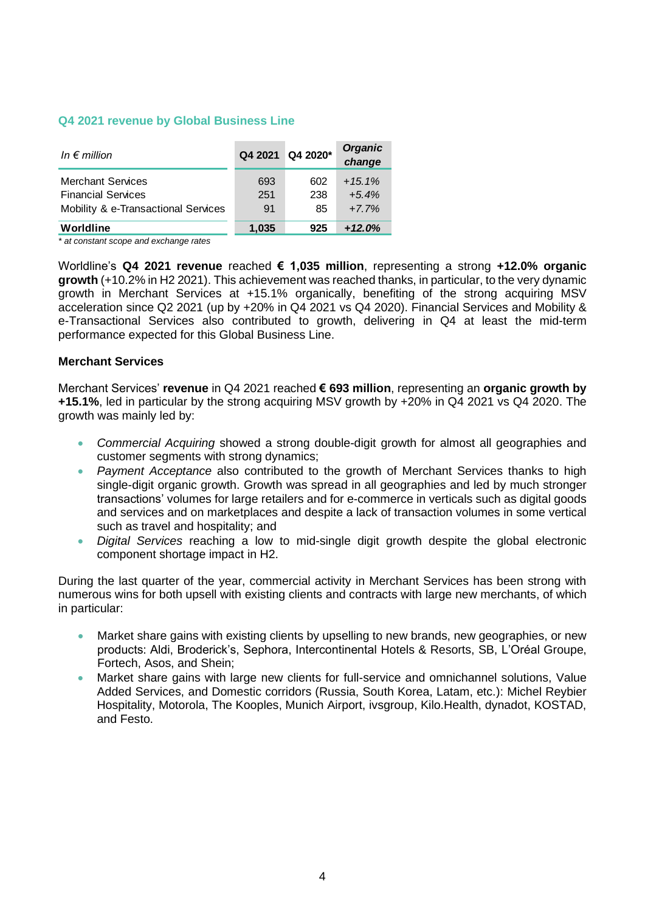### Q4 2021 revenue by Global Business Line

| *In € million* | Q4 2021 | Q4 2020* | *Organic change* |
|---|---|---|---|
| Merchant Services | 693 | 602 | *+15.1%* |
| Financial Services | 251 | 238 | *+5.4%* |
| Mobility & e-Transactional Services | 91 | 85 | *+7.7%* |
| **Worldline** | **1,035** | **925** | ***+12.0%*** |

*\* at constant scope and exchange rates*

Worldline's **Q4 2021 revenue** reached **€ 1,035 million**, representing a strong **+12.0% organic growth** (+10.2% in H2 2021). This achievement was reached thanks, in particular, to the very dynamic growth in Merchant Services at +15.1% organically, benefiting of the strong acquiring MSV acceleration since Q2 2021 (up by +20% in Q4 2021 vs Q4 2020). Financial Services and Mobility & e-Transactional Services also contributed to growth, delivering in Q4 at least the mid-term performance expected for this Global Business Line.

**Merchant Services**

Merchant Services' **revenue** in Q4 2021 reached **€ 693 million**, representing an **organic growth by +15.1%**, led in particular by the strong acquiring MSV growth by +20% in Q4 2021 vs Q4 2020. The growth was mainly led by:

- *Commercial Acquiring* showed a strong double-digit growth for almost all geographies and customer segments with strong dynamics;
- *Payment Acceptance* also contributed to the growth of Merchant Services thanks to high single-digit organic growth. Growth was spread in all geographies and led by much stronger transactions' volumes for large retailers and for e-commerce in verticals such as digital goods and services and on marketplaces and despite a lack of transaction volumes in some vertical such as travel and hospitality; and
- *Digital Services* reaching a low to mid-single digit growth despite the global electronic component shortage impact in H2.

During the last quarter of the year, commercial activity in Merchant Services has been strong with numerous wins for both upsell with existing clients and contracts with large new merchants, of which in particular:

- Market share gains with existing clients by upselling to new brands, new geographies, or new products: Aldi, Broderick's, Sephora, Intercontinental Hotels & Resorts, SB, L'Oréal Groupe, Fortech, Asos, and Shein;
- Market share gains with large new clients for full-service and omnichannel solutions, Value Added Services, and Domestic corridors (Russia, South Korea, Latam, etc.): Michel Reybier Hospitality, Motorola, The Kooples, Munich Airport, ivsgroup, Kilo.Health, dynadot, KOSTAD, and Festo.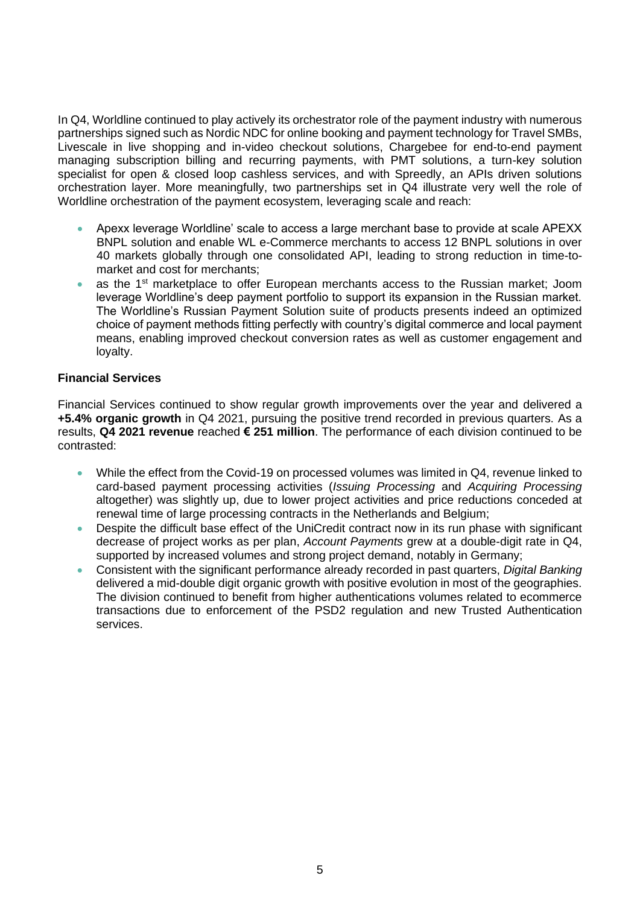In Q4, Worldline continued to play actively its orchestrator role of the payment industry with numerous partnerships signed such as Nordic NDC for online booking and payment technology for Travel SMBs, Livescale in live shopping and in-video checkout solutions, Chargebee for end-to-end payment managing subscription billing and recurring payments, with PMT solutions, a turn-key solution specialist for open & closed loop cashless services, and with Spreedly, an APIs driven solutions orchestration layer. More meaningfully, two partnerships set in Q4 illustrate very well the role of Worldline orchestration of the payment ecosystem, leveraging scale and reach:

- Apexx leverage Worldline' scale to access a large merchant base to provide at scale APEXX BNPL solution and enable WL e-Commerce merchants to access 12 BNPL solutions in over 40 markets globally through one consolidated API, leading to strong reduction in time-to-market and cost for merchants;
- as the 1st marketplace to offer European merchants access to the Russian market; Joom leverage Worldline's deep payment portfolio to support its expansion in the Russian market. The Worldline's Russian Payment Solution suite of products presents indeed an optimized choice of payment methods fitting perfectly with country's digital commerce and local payment means, enabling improved checkout conversion rates as well as customer engagement and loyalty.

**Financial Services**

Financial Services continued to show regular growth improvements over the year and delivered a **+5.4% organic growth** in Q4 2021, pursuing the positive trend recorded in previous quarters. As a results, **Q4 2021 revenue** reached **€ 251 million**. The performance of each division continued to be contrasted:

- While the effect from the Covid-19 on processed volumes was limited in Q4, revenue linked to card-based payment processing activities (*Issuing Processing* and *Acquiring Processing* altogether) was slightly up, due to lower project activities and price reductions conceded at renewal time of large processing contracts in the Netherlands and Belgium;
- Despite the difficult base effect of the UniCredit contract now in its run phase with significant decrease of project works as per plan, *Account Payments* grew at a double-digit rate in Q4, supported by increased volumes and strong project demand, notably in Germany;
- Consistent with the significant performance already recorded in past quarters, *Digital Banking* delivered a mid-double digit organic growth with positive evolution in most of the geographies. The division continued to benefit from higher authentications volumes related to ecommerce transactions due to enforcement of the PSD2 regulation and new Trusted Authentication services.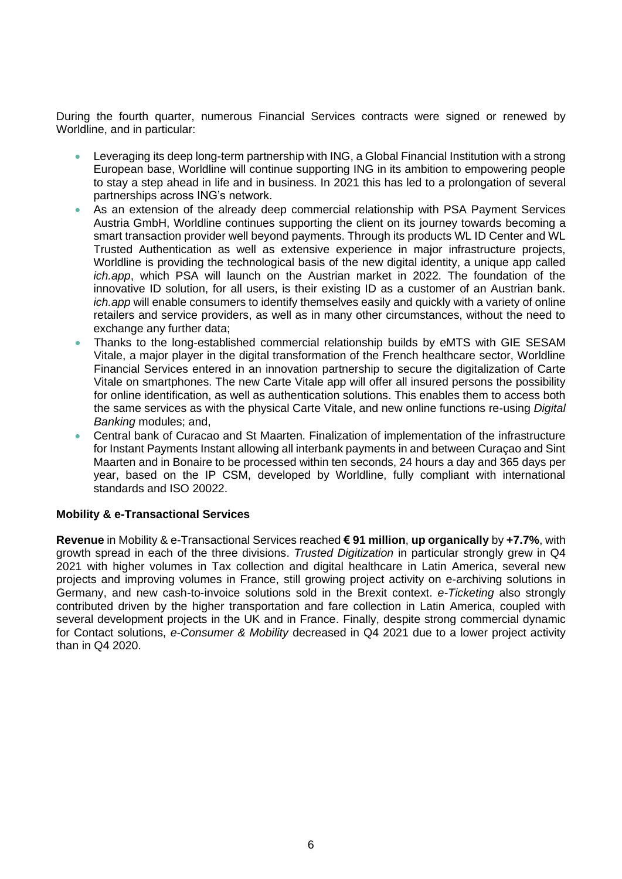During the fourth quarter, numerous Financial Services contracts were signed or renewed by Worldline, and in particular:

- Leveraging its deep long-term partnership with ING, a Global Financial Institution with a strong European base, Worldline will continue supporting ING in its ambition to empowering people to stay a step ahead in life and in business. In 2021 this has led to a prolongation of several partnerships across ING's network.
- As an extension of the already deep commercial relationship with PSA Payment Services Austria GmbH, Worldline continues supporting the client on its journey towards becoming a smart transaction provider well beyond payments. Through its products WL ID Center and WL Trusted Authentication as well as extensive experience in major infrastructure projects, Worldline is providing the technological basis of the new digital identity, a unique app called *ich.app*, which PSA will launch on the Austrian market in 2022. The foundation of the innovative ID solution, for all users, is their existing ID as a customer of an Austrian bank. *ich.app* will enable consumers to identify themselves easily and quickly with a variety of online retailers and service providers, as well as in many other circumstances, without the need to exchange any further data;
- Thanks to the long-established commercial relationship builds by eMTS with GIE SESAM Vitale, a major player in the digital transformation of the French healthcare sector, Worldline Financial Services entered in an innovation partnership to secure the digitalization of Carte Vitale on smartphones. The new Carte Vitale app will offer all insured persons the possibility for online identification, as well as authentication solutions. This enables them to access both the same services as with the physical Carte Vitale, and new online functions re-using *Digital Banking* modules; and,
- Central bank of Curacao and St Maarten. Finalization of implementation of the infrastructure for Instant Payments Instant allowing all interbank payments in and between Curaçao and Sint Maarten and in Bonaire to be processed within ten seconds, 24 hours a day and 365 days per year, based on the IP CSM, developed by Worldline, fully compliant with international standards and ISO 20022.

**Mobility & e-Transactional Services**

**Revenue** in Mobility & e-Transactional Services reached **€ 91 million**, **up organically** by **+7.7%**, with growth spread in each of the three divisions. *Trusted Digitization* in particular strongly grew in Q4 2021 with higher volumes in Tax collection and digital healthcare in Latin America, several new projects and improving volumes in France, still growing project activity on e-archiving solutions in Germany, and new cash-to-invoice solutions sold in the Brexit context. *e-Ticketing* also strongly contributed driven by the higher transportation and fare collection in Latin America, coupled with several development projects in the UK and in France. Finally, despite strong commercial dynamic for Contact solutions, *e-Consumer & Mobility* decreased in Q4 2021 due to a lower project activity than in Q4 2020.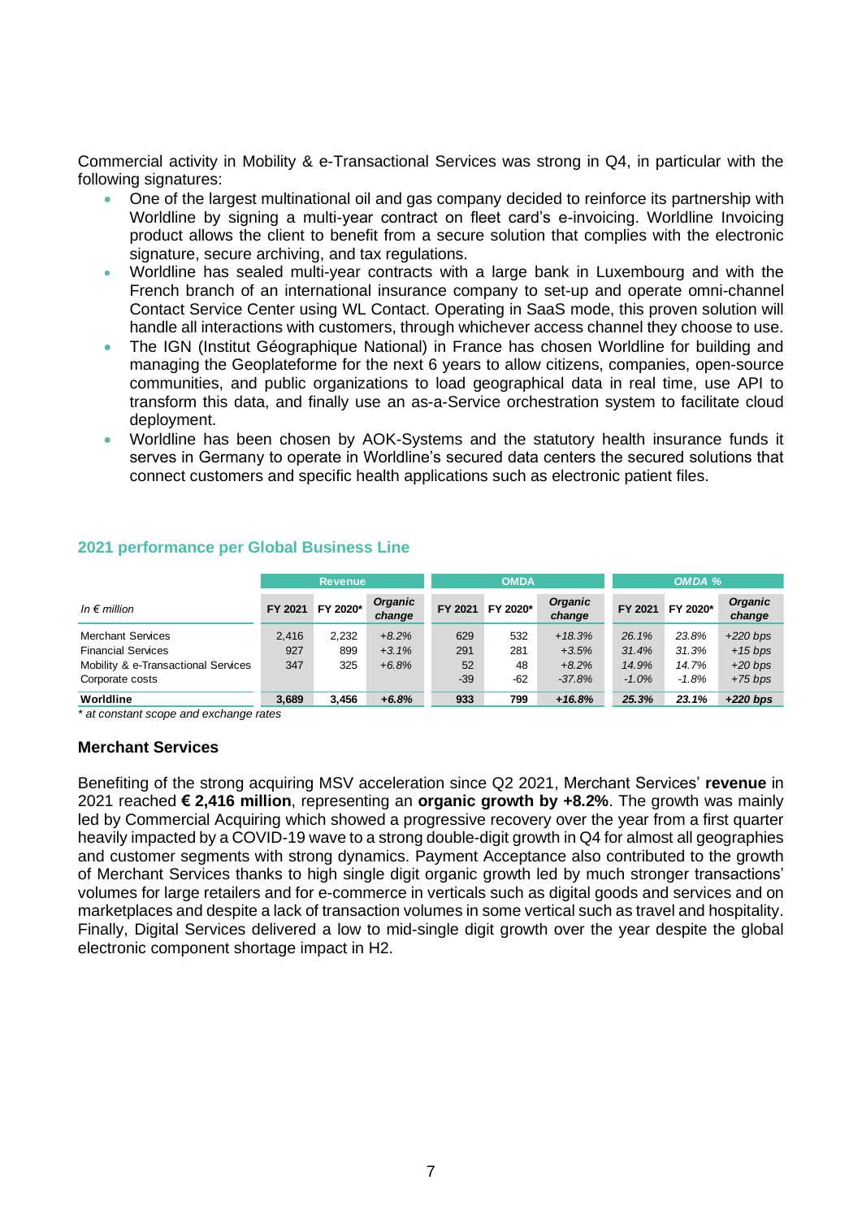Commercial activity in Mobility & e-Transactional Services was strong in Q4, in particular with the following signatures:

- One of the largest multinational oil and gas company decided to reinforce its partnership with Worldline by signing a multi-year contract on fleet card's e-invoicing. Worldline Invoicing product allows the client to benefit from a secure solution that complies with the electronic signature, secure archiving, and tax regulations.
- Worldline has sealed multi-year contracts with a large bank in Luxembourg and with the French branch of an international insurance company to set-up and operate omni-channel Contact Service Center using WL Contact. Operating in SaaS mode, this proven solution will handle all interactions with customers, through whichever access channel they choose to use.
- The IGN (Institut Géographique National) in France has chosen Worldline for building and managing the Geoplateforme for the next 6 years to allow citizens, companies, open-source communities, and public organizations to load geographical data in real time, use API to transform this data, and finally use an as-a-Service orchestration system to facilitate cloud deployment.
- Worldline has been chosen by AOK-Systems and the statutory health insurance funds it serves in Germany to operate in Worldline's secured data centers the secured solutions that connect customers and specific health applications such as electronic patient files.

## 2021 performance per Global Business Line

| | Revenue | | | OMDA | | | OMDA % | | |
|---|---|---|---|---|---|---|---|---|---|
| *In € million* | FY 2021 | FY 2020* | *Organic change* | FY 2021 | FY 2020* | *Organic change* | FY 2021 | FY 2020* | *Organic change* |
| Merchant Services | 2,416 | 2,232 | *+8.2%* | 629 | 532 | *+18.3%* | *26.1%* | *23.8%* | *+220 bps* |
| Financial Services | 927 | 899 | *+3.1%* | 291 | 281 | *+3.5%* | *31.4%* | *31.3%* | *+15 bps* |
| Mobility & e-Transactional Services | 347 | 325 | *+6.8%* | 52 | 48 | *+8.2%* | *14.9%* | *14.7%* | *+20 bps* |
| Corporate costs | | | | -39 | -62 | *-37.8%* | *-1.0%* | *-1.8%* | *+75 bps* |
| **Worldline** | **3,689** | **3,456** | ***+6.8%*** | **933** | **799** | ***+16.8%*** | ***25.3%*** | ***23.1%*** | ***+220 bps*** |

*\* at constant scope and exchange rates*

### Merchant Services

Benefiting of the strong acquiring MSV acceleration since Q2 2021, Merchant Services' **revenue** in 2021 reached **€ 2,416 million**, representing an **organic growth by +8.2%**. The growth was mainly led by Commercial Acquiring which showed a progressive recovery over the year from a first quarter heavily impacted by a COVID-19 wave to a strong double-digit growth in Q4 for almost all geographies and customer segments with strong dynamics. Payment Acceptance also contributed to the growth of Merchant Services thanks to high single digit organic growth led by much stronger transactions' volumes for large retailers and for e-commerce in verticals such as digital goods and services and on marketplaces and despite a lack of transaction volumes in some vertical such as travel and hospitality. Finally, Digital Services delivered a low to mid-single digit growth over the year despite the global electronic component shortage impact in H2.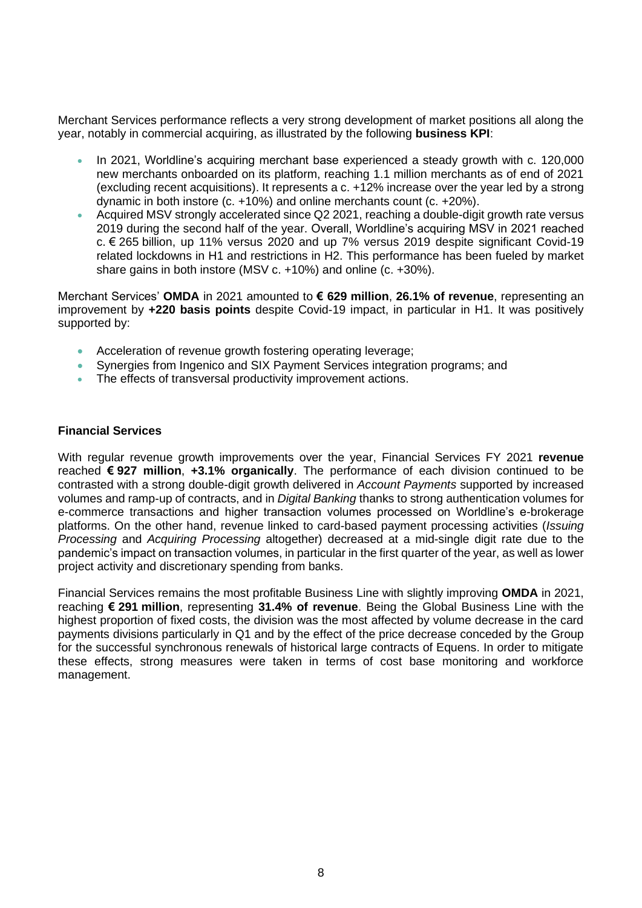Merchant Services performance reflects a very strong development of market positions all along the year, notably in commercial acquiring, as illustrated by the following **business KPI**:

- In 2021, Worldline's acquiring merchant base experienced a steady growth with c. 120,000 new merchants onboarded on its platform, reaching 1.1 million merchants as of end of 2021 (excluding recent acquisitions). It represents a c. +12% increase over the year led by a strong dynamic in both instore (c. +10%) and online merchants count (c. +20%).
- Acquired MSV strongly accelerated since Q2 2021, reaching a double-digit growth rate versus 2019 during the second half of the year. Overall, Worldline's acquiring MSV in 2021 reached c. € 265 billion, up 11% versus 2020 and up 7% versus 2019 despite significant Covid-19 related lockdowns in H1 and restrictions in H2. This performance has been fueled by market share gains in both instore (MSV c. +10%) and online (c. +30%).

Merchant Services' **OMDA** in 2021 amounted to **€ 629 million**, **26.1% of revenue**, representing an improvement by **+220 basis points** despite Covid-19 impact, in particular in H1. It was positively supported by:

- Acceleration of revenue growth fostering operating leverage;
- Synergies from Ingenico and SIX Payment Services integration programs; and
- The effects of transversal productivity improvement actions.

**Financial Services**

With regular revenue growth improvements over the year, Financial Services FY 2021 **revenue** reached **€ 927 million**, **+3.1% organically**. The performance of each division continued to be contrasted with a strong double-digit growth delivered in *Account Payments* supported by increased volumes and ramp-up of contracts, and in *Digital Banking* thanks to strong authentication volumes for e-commerce transactions and higher transaction volumes processed on Worldline's e-brokerage platforms. On the other hand, revenue linked to card-based payment processing activities (*Issuing Processing* and *Acquiring Processing* altogether) decreased at a mid-single digit rate due to the pandemic's impact on transaction volumes, in particular in the first quarter of the year, as well as lower project activity and discretionary spending from banks.

Financial Services remains the most profitable Business Line with slightly improving **OMDA** in 2021, reaching **€ 291 million**, representing **31.4% of revenue**. Being the Global Business Line with the highest proportion of fixed costs, the division was the most affected by volume decrease in the card payments divisions particularly in Q1 and by the effect of the price decrease conceded by the Group for the successful synchronous renewals of historical large contracts of Equens. In order to mitigate these effects, strong measures were taken in terms of cost base monitoring and workforce management.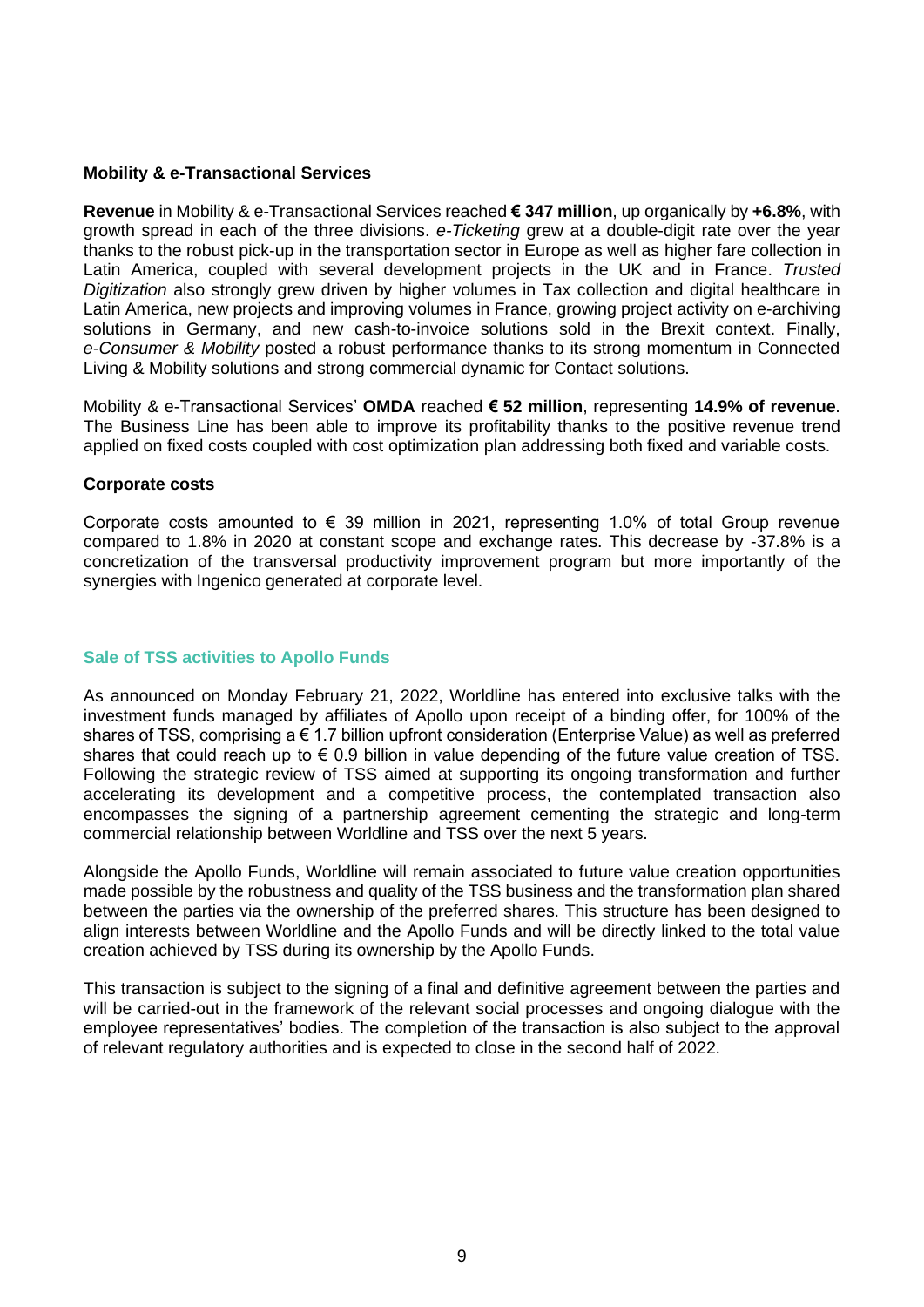### Mobility & e-Transactional Services

**Revenue** in Mobility & e-Transactional Services reached **€ 347 million**, up organically by **+6.8%**, with growth spread in each of the three divisions. *e-Ticketing* grew at a double-digit rate over the year thanks to the robust pick-up in the transportation sector in Europe as well as higher fare collection in Latin America, coupled with several development projects in the UK and in France. *Trusted Digitization* also strongly grew driven by higher volumes in Tax collection and digital healthcare in Latin America, new projects and improving volumes in France, growing project activity on e-archiving solutions in Germany, and new cash-to-invoice solutions sold in the Brexit context. Finally, *e-Consumer & Mobility* posted a robust performance thanks to its strong momentum in Connected Living & Mobility solutions and strong commercial dynamic for Contact solutions.

Mobility & e-Transactional Services' **OMDA** reached **€ 52 million**, representing **14.9% of revenue**. The Business Line has been able to improve its profitability thanks to the positive revenue trend applied on fixed costs coupled with cost optimization plan addressing both fixed and variable costs.

### Corporate costs

Corporate costs amounted to € 39 million in 2021, representing 1.0% of total Group revenue compared to 1.8% in 2020 at constant scope and exchange rates. This decrease by -37.8% is a concretization of the transversal productivity improvement program but more importantly of the synergies with Ingenico generated at corporate level.

## Sale of TSS activities to Apollo Funds

As announced on Monday February 21, 2022, Worldline has entered into exclusive talks with the investment funds managed by affiliates of Apollo upon receipt of a binding offer, for 100% of the shares of TSS, comprising a € 1.7 billion upfront consideration (Enterprise Value) as well as preferred shares that could reach up to € 0.9 billion in value depending of the future value creation of TSS. Following the strategic review of TSS aimed at supporting its ongoing transformation and further accelerating its development and a competitive process, the contemplated transaction also encompasses the signing of a partnership agreement cementing the strategic and long-term commercial relationship between Worldline and TSS over the next 5 years.

Alongside the Apollo Funds, Worldline will remain associated to future value creation opportunities made possible by the robustness and quality of the TSS business and the transformation plan shared between the parties via the ownership of the preferred shares. This structure has been designed to align interests between Worldline and the Apollo Funds and will be directly linked to the total value creation achieved by TSS during its ownership by the Apollo Funds.

This transaction is subject to the signing of a final and definitive agreement between the parties and will be carried-out in the framework of the relevant social processes and ongoing dialogue with the employee representatives' bodies. The completion of the transaction is also subject to the approval of relevant regulatory authorities and is expected to close in the second half of 2022.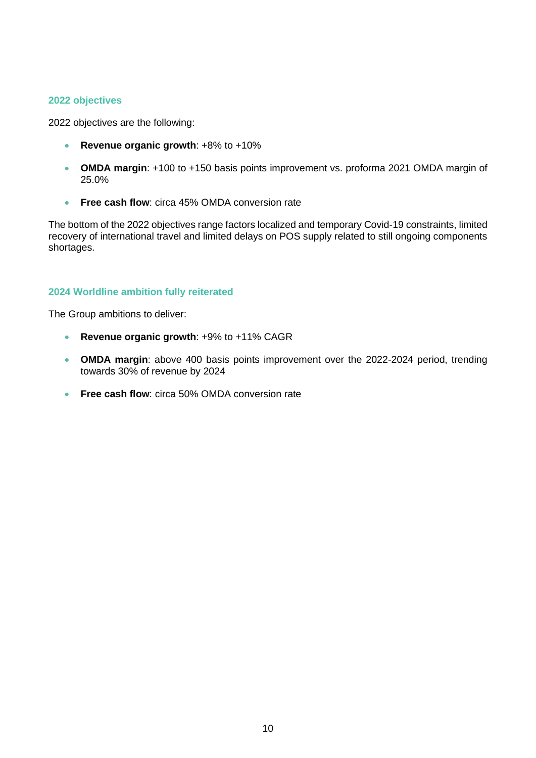## 2022 objectives

2022 objectives are the following:

- **Revenue organic growth**: +8% to +10%
- **OMDA margin**: +100 to +150 basis points improvement vs. proforma 2021 OMDA margin of 25.0%
- **Free cash flow**: circa 45% OMDA conversion rate

The bottom of the 2022 objectives range factors localized and temporary Covid-19 constraints, limited recovery of international travel and limited delays on POS supply related to still ongoing components shortages.

## 2024 Worldline ambition fully reiterated

The Group ambitions to deliver:

- **Revenue organic growth**: +9% to +11% CAGR
- **OMDA margin**: above 400 basis points improvement over the 2022-2024 period, trending towards 30% of revenue by 2024
- **Free cash flow**: circa 50% OMDA conversion rate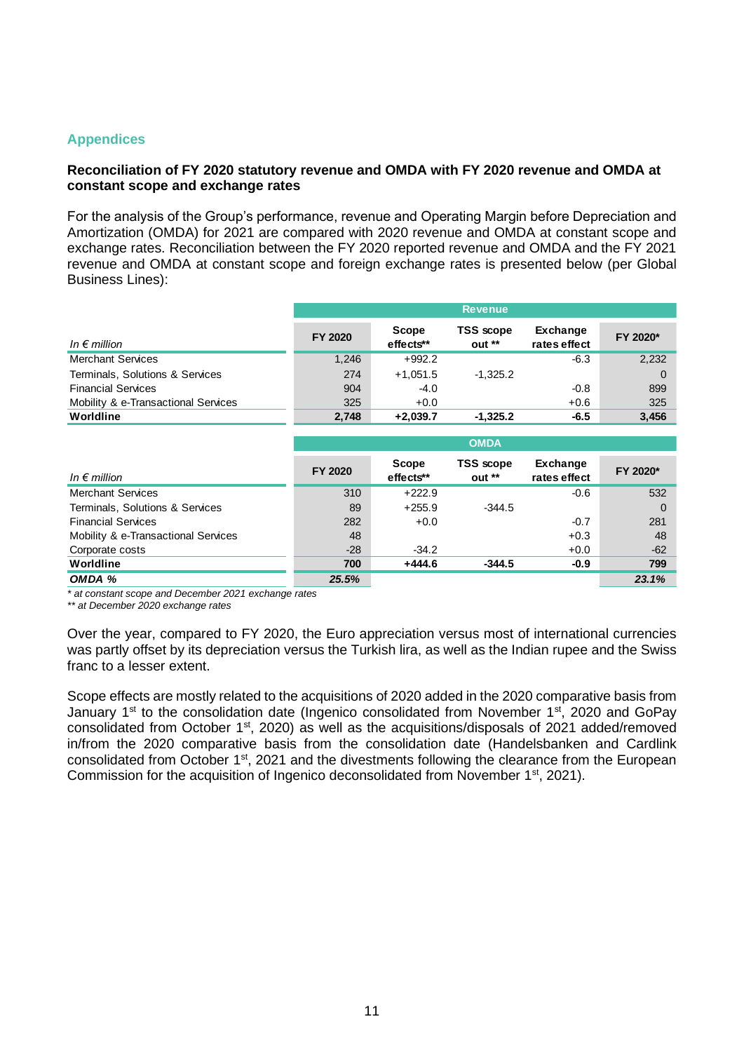## Appendices

### Reconciliation of FY 2020 statutory revenue and OMDA with FY 2020 revenue and OMDA at constant scope and exchange rates

For the analysis of the Group's performance, revenue and Operating Margin before Depreciation and Amortization (OMDA) for 2021 are compared with 2020 revenue and OMDA at constant scope and exchange rates. Reconciliation between the FY 2020 reported revenue and OMDA and the FY 2021 revenue and OMDA at constant scope and foreign exchange rates is presented below (per Global Business Lines):

| | Revenue | | | | |
|---|---|---|---|---|---|
| *In € million* | **FY 2020** | **Scope effects\*\*** | **TSS scope out \*\*** | **Exchange rates effect** | **FY 2020\*** |
| Merchant Services | 1,246 | +992.2 | | -6.3 | 2,232 |
| Terminals, Solutions & Services | 274 | +1,051.5 | -1,325.2 | | 0 |
| Financial Services | 904 | -4.0 | | -0.8 | 899 |
| Mobility & e-Transactional Services | 325 | +0.0 | | +0.6 | 325 |
| **Worldline** | **2,748** | **+2,039.7** | **-1,325.2** | **-6.5** | **3,456** |

| | OMDA | | | | |
|---|---|---|---|---|---|
| *In € million* | **FY 2020** | **Scope effects\*\*** | **TSS scope out \*\*** | **Exchange rates effect** | **FY 2020\*** |
| Merchant Services | 310 | +222.9 | | -0.6 | 532 |
| Terminals, Solutions & Services | 89 | +255.9 | -344.5 | | 0 |
| Financial Services | 282 | +0.0 | | -0.7 | 281 |
| Mobility & e-Transactional Services | 48 | | | +0.3 | 48 |
| Corporate costs | -28 | -34.2 | | +0.0 | -62 |
| **Worldline** | **700** | **+444.6** | **-344.5** | **-0.9** | **799** |
| ***OMDA %*** | ***25.5%*** | | | | ***23.1%*** |

*\* at constant scope and December 2021 exchange rates*
*\*\* at December 2020 exchange rates*

Over the year, compared to FY 2020, the Euro appreciation versus most of international currencies was partly offset by its depreciation versus the Turkish lira, as well as the Indian rupee and the Swiss franc to a lesser extent.

Scope effects are mostly related to the acquisitions of 2020 added in the 2020 comparative basis from January 1st to the consolidation date (Ingenico consolidated from November 1st, 2020 and GoPay consolidated from October 1st, 2020) as well as the acquisitions/disposals of 2021 added/removed in/from the 2020 comparative basis from the consolidation date (Handelsbanken and Cardlink consolidated from October 1st, 2021 and the divestments following the clearance from the European Commission for the acquisition of Ingenico deconsolidated from November 1st, 2021).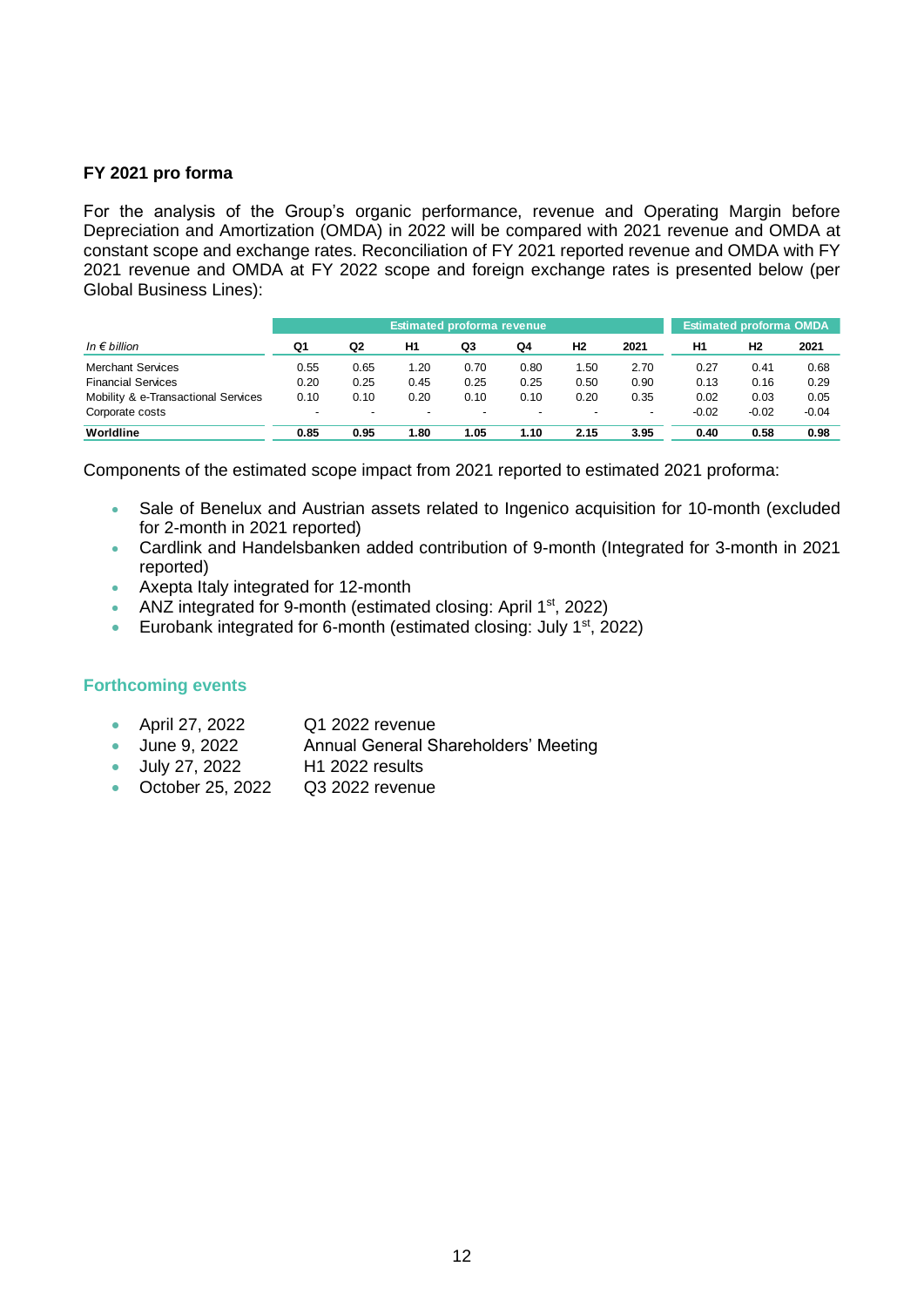### FY 2021 pro forma

For the analysis of the Group's organic performance, revenue and Operating Margin before Depreciation and Amortization (OMDA) in 2022 will be compared with 2021 revenue and OMDA at constant scope and exchange rates. Reconciliation of FY 2021 reported revenue and OMDA with FY 2021 revenue and OMDA at FY 2022 scope and foreign exchange rates is presented below (per Global Business Lines):

| | Estimated proforma revenue | | | | | | | Estimated proforma OMDA | | |
|---|---|---|---|---|---|---|---|---|---|---|
| *In € billion* | Q1 | Q2 | H1 | Q3 | Q4 | H2 | 2021 | H1 | H2 | 2021 |
| Merchant Services | 0.55 | 0.65 | 1.20 | 0.70 | 0.80 | 1.50 | 2.70 | 0.27 | 0.41 | 0.68 |
| Financial Services | 0.20 | 0.25 | 0.45 | 0.25 | 0.25 | 0.50 | 0.90 | 0.13 | 0.16 | 0.29 |
| Mobility & e-Transactional Services | 0.10 | 0.10 | 0.20 | 0.10 | 0.10 | 0.20 | 0.35 | 0.02 | 0.03 | 0.05 |
| Corporate costs | - | - | - | - | - | - | - | -0.02 | -0.02 | -0.04 |
| **Worldline** | **0.85** | **0.95** | **1.80** | **1.05** | **1.10** | **2.15** | **3.95** | **0.40** | **0.58** | **0.98** |

Components of the estimated scope impact from 2021 reported to estimated 2021 proforma:

- Sale of Benelux and Austrian assets related to Ingenico acquisition for 10-month (excluded for 2-month in 2021 reported)
- Cardlink and Handelsbanken added contribution of 9-month (Integrated for 3-month in 2021 reported)
- Axepta Italy integrated for 12-month
- ANZ integrated for 9-month (estimated closing: April 1st, 2022)
- Eurobank integrated for 6-month (estimated closing: July 1st, 2022)

### Forthcoming events

- April 27, 2022 — Q1 2022 revenue
- June 9, 2022 — Annual General Shareholders' Meeting
- July 27, 2022 — H1 2022 results
- October 25, 2022 — Q3 2022 revenue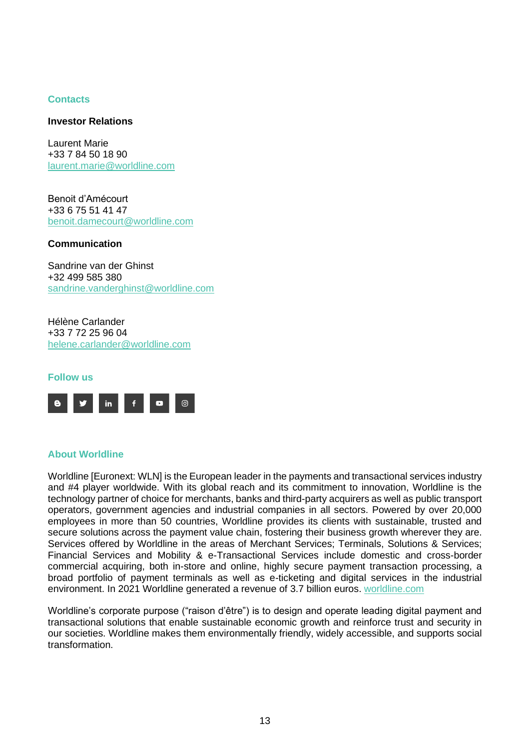## Contacts

**Investor Relations**

Laurent Marie
+33 7 84 50 18 90
laurent.marie@worldline.com

Benoit d'Amécourt
+33 6 75 51 41 47
benoit.damecourt@worldline.com

**Communication**

Sandrine van der Ghinst
+32 499 585 380
sandrine.vanderghinst@worldline.com

Hélène Carlander
+33 7 72 25 96 04
helene.carlander@worldline.com

## Follow us

## About Worldline

Worldline [Euronext: WLN] is the European leader in the payments and transactional services industry and #4 player worldwide. With its global reach and its commitment to innovation, Worldline is the technology partner of choice for merchants, banks and third-party acquirers as well as public transport operators, government agencies and industrial companies in all sectors. Powered by over 20,000 employees in more than 50 countries, Worldline provides its clients with sustainable, trusted and secure solutions across the payment value chain, fostering their business growth wherever they are. Services offered by Worldline in the areas of Merchant Services; Terminals, Solutions & Services; Financial Services and Mobility & e-Transactional Services include domestic and cross-border commercial acquiring, both in-store and online, highly secure payment transaction processing, a broad portfolio of payment terminals as well as e-ticketing and digital services in the industrial environment. In 2021 Worldline generated a revenue of 3.7 billion euros. worldline.com

Worldline's corporate purpose ("raison d'être") is to design and operate leading digital payment and transactional solutions that enable sustainable economic growth and reinforce trust and security in our societies. Worldline makes them environmentally friendly, widely accessible, and supports social transformation.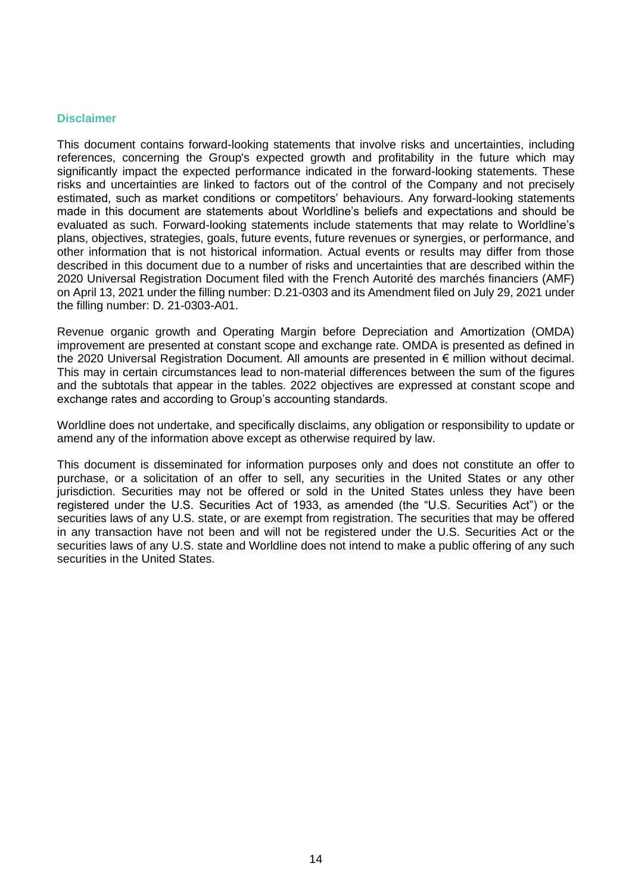## Disclaimer

This document contains forward-looking statements that involve risks and uncertainties, including references, concerning the Group's expected growth and profitability in the future which may significantly impact the expected performance indicated in the forward-looking statements. These risks and uncertainties are linked to factors out of the control of the Company and not precisely estimated, such as market conditions or competitors' behaviours. Any forward-looking statements made in this document are statements about Worldline's beliefs and expectations and should be evaluated as such. Forward-looking statements include statements that may relate to Worldline's plans, objectives, strategies, goals, future events, future revenues or synergies, or performance, and other information that is not historical information. Actual events or results may differ from those described in this document due to a number of risks and uncertainties that are described within the 2020 Universal Registration Document filed with the French Autorité des marchés financiers (AMF) on April 13, 2021 under the filling number: D.21-0303 and its Amendment filed on July 29, 2021 under the filling number: D. 21-0303-A01.

Revenue organic growth and Operating Margin before Depreciation and Amortization (OMDA) improvement are presented at constant scope and exchange rate. OMDA is presented as defined in the 2020 Universal Registration Document. All amounts are presented in € million without decimal. This may in certain circumstances lead to non-material differences between the sum of the figures and the subtotals that appear in the tables. 2022 objectives are expressed at constant scope and exchange rates and according to Group's accounting standards.

Worldline does not undertake, and specifically disclaims, any obligation or responsibility to update or amend any of the information above except as otherwise required by law.

This document is disseminated for information purposes only and does not constitute an offer to purchase, or a solicitation of an offer to sell, any securities in the United States or any other jurisdiction. Securities may not be offered or sold in the United States unless they have been registered under the U.S. Securities Act of 1933, as amended (the "U.S. Securities Act") or the securities laws of any U.S. state, or are exempt from registration. The securities that may be offered in any transaction have not been and will not be registered under the U.S. Securities Act or the securities laws of any U.S. state and Worldline does not intend to make a public offering of any such securities in the United States.